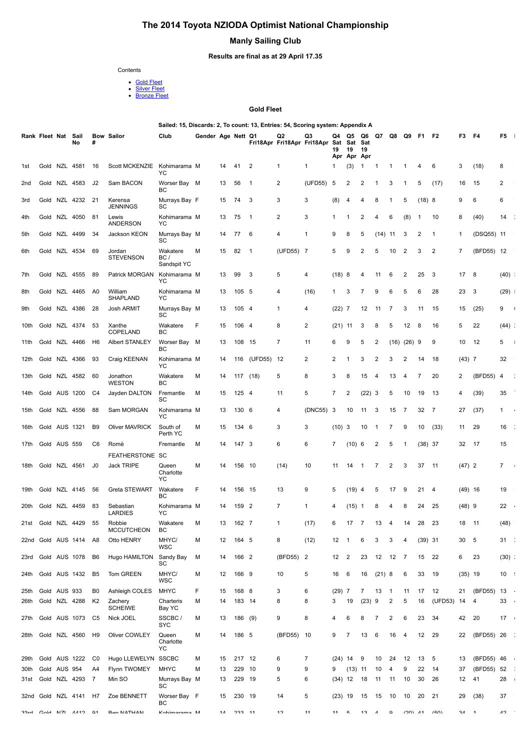# The 2014 Toyota NZIODA Optimist National Championship

## Manly Sailing Club

### Results are final as at 29 April 17.35

Contents

- Gold Fleet
- Silver Fleet
- Bronze Fleet

### Gold Fleet

**Sailed: 15, Discards: 2, To count: 13, Entries: 54, Scoring system: Appendix A**

| Rank | Fleet | Nat | Sail No | Bow # | Sailor | Club | Gender | Age | Nett | Q1 Fri18Apr | Q2 Fri18Apr | Q3 Fri18Apr | Q4 Sat 19 Apr | Q5 Sat 19 Apr | Q6 Sat 19 Apr | Q7 | Q8 | Q9 | F1 | F2 | F3 | F4 | F5 |
|---|---|---|---|---|---|---|---|---|---|---|---|---|---|---|---|---|---|---|---|---|---|---|---|
| 1st | Gold | NZL | 4581 | 16 | Scott MCKENZIE | Kohimarama YC | M | 14 | 41 | 2 | 1 | 1 | 1 | (3) | 1 | 1 | 1 | 1 | 4 | 6 | 3 | (18) | 8 |
| 2nd | Gold | NZL | 4583 | J2 | Sam BACON | Worser Bay BC | M | 13 | 56 | 1 | 2 | (UFD55) | 5 | 2 | 2 | 1 | 3 | 1 | 5 | (17) | 16 | 15 | 2 |
| 3rd | Gold | NZL | 4232 | 21 | Kerensa JENNINGS | Murrays Bay SC | F | 15 | 74 | 3 | 3 | 3 | (8) | 4 | 4 | 8 | 1 | 5 | (18) | 8 | 9 | 6 | 6 |
| 4th | Gold | NZL | 4050 | 81 | Lewis ANDERSON | Kohimarama YC | M | 13 | 75 | 1 | 2 | 3 | 1 | 1 | 2 | 4 | 6 | (8) | 1 | 10 | 8 | (40) | 14 |
| 5th | Gold | NZL | 4499 | 34 | Jackson KEON | Murrays Bay SC | M | 14 | 77 | 6 | 4 | 1 | 9 | 8 | 5 | (14) | 11 | 3 | 2 | 1 | 1 | (DSQ55) | 11 |
| 6th | Gold | NZL | 4534 | 69 | Jordan STEVENSON | Wakatere BC / Sandspit YC | M | 15 | 82 | 1 | (UFD55) | 7 | 5 | 9 | 2 | 5 | 10 | 2 | 3 | 2 | 7 | (BFD55) | 12 |
| 7th | Gold | NZL | 4555 | 89 | Patrick MORGAN | Kohimarama YC | M | 13 | 99 | 3 | 5 | 4 | (18) | 8 | 4 | 11 | 6 | 2 | 25 | 3 | 17 | 8 | (40) |
| 8th | Gold | NZL | 4465 | A0 | William SHAPLAND | Kohimarama YC | M | 13 | 105 | 5 | 4 | (16) | 1 | 3 | 7 | 9 | 6 | 5 | 6 | 28 | 23 | 3 | (29) |
| 9th | Gold | NZL | 4386 | 28 | Josh ARMIT | Murrays Bay SC | M | 13 | 105 | 4 | 1 | 4 | (22) | 7 | 12 | 11 | 7 | 3 | 11 | 15 | 15 | (25) | 9 |
| 10th | Gold | NZL | 4374 | 53 | Xanthe COPELAND | Wakatere BC | F | 15 | 106 | 4 | 8 | 2 | (21) | 11 | 3 | 8 | 5 | 12 | 8 | 16 | 5 | 22 | (44) |
| 11th | Gold | NZL | 4466 | H6 | Albert STANLEY | Worser Bay BC | M | 13 | 108 | 15 | 7 | 11 | 6 | 9 | 5 | 2 | (16) | (26) | 9 | 9 | 10 | 12 | 5 |
| 12th | Gold | NZL | 4366 | 93 | Craig KEENAN | Kohimarama YC | M | 14 | 116 | (UFD55) | 12 | 2 | 2 | 1 | 3 | 2 | 3 | 2 | 14 | 18 | (43) | 7 | 32 |
| 13th | Gold | NZL | 4582 | 60 | Jonathon WESTON | Wakatere BC | M | 14 | 117 | (18) | 5 | 8 | 3 | 8 | 15 | 4 | 13 | 4 | 7 | 20 | 2 | (BFD55) | 4 |
| 14th | Gold | AUS | 1200 | C4 | Jayden DALTON | Fremantle SC | M | 15 | 125 | 4 | 11 | 5 | 7 | 2 | (22) | 3 | 5 | 10 | 19 | 13 | 4 | (39) | 35 |
| 15th | Gold | NZL | 4556 | 88 | Sam MORGAN | Kohimarama YC | M | 13 | 130 | 6 | 4 | (DNC55) | 3 | 10 | 11 | 3 | 15 | 7 | 32 | 7 | 27 | (37) | 1 |
| 16th | Gold | AUS | 1321 | B9 | Oliver MAVRICK | South of Perth YC | M | 15 | 134 | 6 | 3 | 3 | (10) | 3 | 10 | 1 | 7 | 9 | 10 | (33) | 11 | 29 | 16 |
| 17th | Gold | AUS | 559 | C6 | Romë FEATHERSTONE | Fremantle SC | M | 14 | 147 | 3 | 6 | 6 | 7 | (10) | 6 | 2 | 5 | 1 | (38) | 37 | 32 | 17 | 15 |
| 18th | Gold | NZL | 4561 | J0 | Jack TRIPE | Queen Charlotte YC | M | 14 | 156 | 10 | (14) | 10 | 11 | 14 | 1 | 7 | 2 | 3 | 37 | 11 | (47) | 2 | 7 |
| 19th | Gold | NZL | 4145 | 56 | Greta STEWART | Wakatere BC | F | 14 | 156 | 15 | 13 | 9 | 5 | (19) | 4 | 5 | 17 | 9 | 21 | 4 | (49) | 16 | 19 |
| 20th | Gold | NZL | 4459 | 83 | Sebastian LARDIES | Kohimarama YC | M | 14 | 159 | 2 | 7 | 1 | 4 | (15) | 1 | 8 | 4 | 8 | 24 | 25 | (48) | 9 | 22 |
| 21st | Gold | NZL | 4429 | 55 | Robbie MCCUTCHEON | Wakatere BC | M | 13 | 162 | 7 | 1 | (17) | 6 | 17 | 7 | 13 | 4 | 14 | 28 | 23 | 18 | 11 | (48) |
| 22nd | Gold | AUS | 1414 | A8 | Otto HENRY | MHYC/ WSC | M | 12 | 164 | 5 | 8 | (12) | 12 | 1 | 6 | 3 | 3 | 4 | (39) | 31 | 30 | 5 | 31 |
| 23rd | Gold | AUS | 1078 | B6 | Hugo HAMILTON | Sandy Bay SC | M | 14 | 166 | 2 | (BFD55) | 2 | 12 | 2 | 23 | 12 | 12 | 7 | 15 | 22 | 6 | 23 | (30) |
| 24th | Gold | AUS | 1432 | B5 | Tom GREEN | MHYC/ WSC | M | 12 | 166 | 9 | 10 | 5 | 16 | 6 | 16 | (21) | 8 | 6 | 33 | 19 | (35) | 19 | 10 |
| 25th | Gold | AUS | 933 | B0 | Ashleigh COLES | MHYC | F | 15 | 168 | 8 | 3 | 6 | (29) | 7 | 7 | 13 | 1 | 11 | 17 | 12 | 21 | (BFD55) | 13 |
| 26th | Gold | NZL | 4288 | K2 | Zachery SCHEIWE | Charteris Bay YC | M | 14 | 183 | 14 | 8 | 8 | 3 | 19 | (23) | 9 | 2 | 5 | 16 | (UFD53) | 14 | 4 | 33 |
| 27th | Gold | AUS | 1073 | C5 | Nick JOEL | SSCBC / SYC | M | 13 | 186 | (9) | 9 | 8 | 4 | 6 | 8 | 7 | 2 | 6 | 23 | 34 | 42 | 20 | 17 |
| 28th | Gold | NZL | 4560 | H9 | Oliver COWLEY | Queen Charlotte YC | M | 14 | 186 | 5 | (BFD55) | 10 | 9 | 7 | 13 | 6 | 16 | 4 | 12 | 29 | 22 | (BFD55) | 26 |
| 29th | Gold | AUS | 1222 | C0 | Hugo LLEWELYN | SSCBC | M | 15 | 217 | 12 | 6 | 7 | (24) | 14 | 9 | 10 | 24 | 12 | 13 | 5 | 13 | (BFD55) | 46 |
| 30th | Gold | AUS | 954 | A4 | Flynn TWOMEY | MHYC | M | 13 | 229 | 10 | 9 | 9 | 9 | (13) | 11 | 10 | 4 | 9 | 22 | 14 | 37 | (BFD55) | 52 |
| 31st | Gold | NZL | 4293 | 7 | Min SO | Murrays Bay SC | M | 13 | 229 | 19 | 5 | 6 | (34) | 12 | 18 | 11 | 11 | 10 | 30 | 26 | 12 | 41 | 28 |
| 32nd | Gold | NZL | 4141 | H7 | Zoe BENNETT | Worser Bay BC | F | 15 | 230 | 19 | 14 | 5 | (23) | 19 | 15 | 15 | 10 | 10 | 20 | 21 | 29 | (38) | 37 |
| 33rd | Gold | NZL | 4412 | 91 | Ben NATHAN | Kohimarama YC | M | 14 | 233 | 11 | 12 | 11 | 11 | 5 | 13 | 4 | 9 | (20) | 41 | (50) | 34 | 1 | 42 |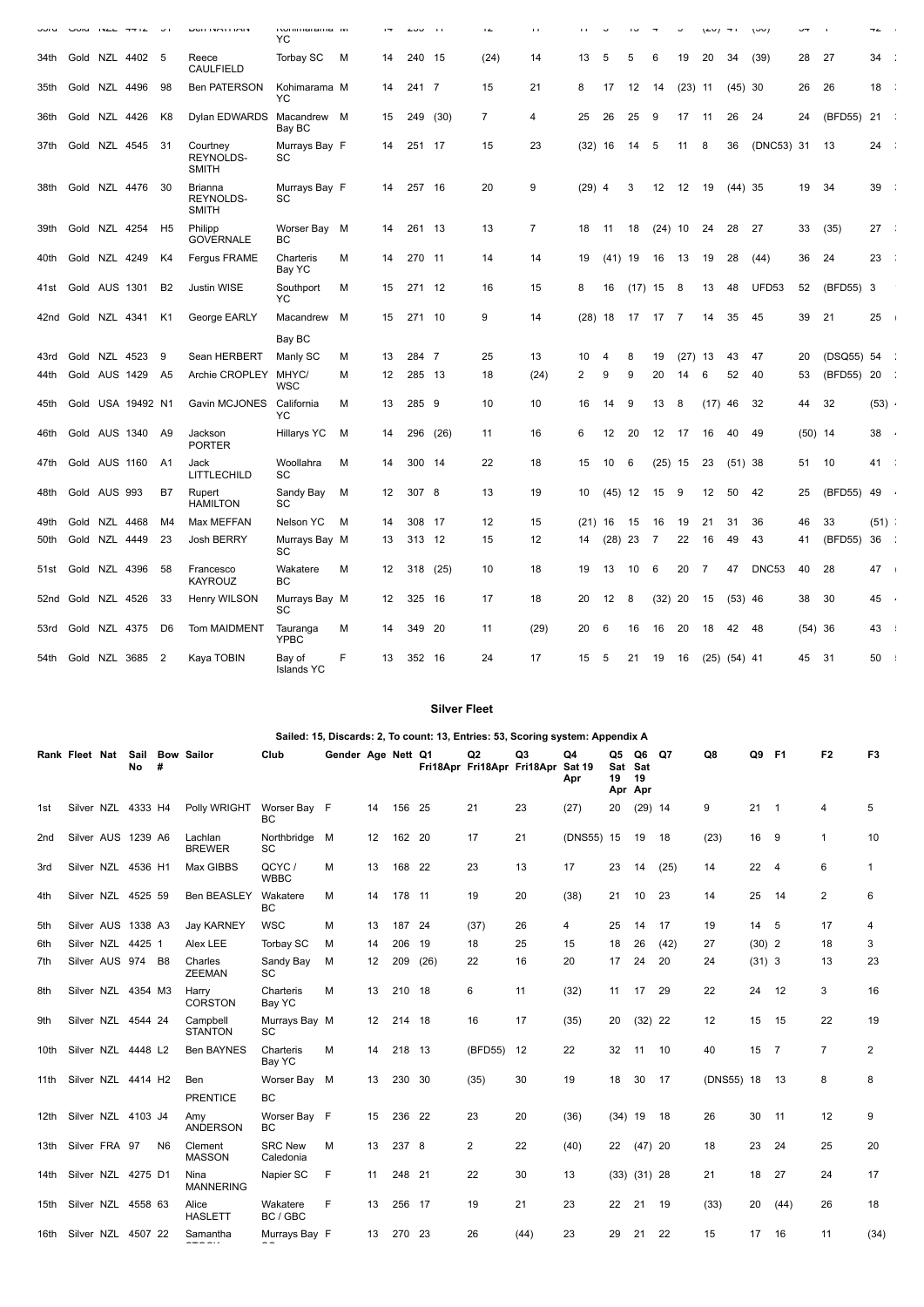| 34th | Gold | NZL | 4402 | 5 | Reece CAULFIELD | Torbay SC | M | 14 | 240 | 15 | (24) | 14 | 13 | 5 | 5 | 6 | 19 | 20 | 34 | (39) | 28 | 27 | 34 |
|---|---|---|---|---|---|---|---|---|---|---|---|---|---|---|---|---|---|---|---|---|---|---|---|
| 35th | Gold | NZL | 4496 | 98 | Ben PATERSON | Kohimarama YC | M | 14 | 241 | 7 | 15 | 21 | 8 | 17 | 12 | 14 | (23) | 11 | (45) | 30 | 26 | 26 | 18 |
| 36th | Gold | NZL | 4426 | K8 | Dylan EDWARDS | Macandrew Bay BC | M | 15 | 249 | (30) | 7 | 4 | 25 | 26 | 25 | 9 | 17 | 11 | 26 | 24 | 24 | (BFD55) | 21 |
| 37th | Gold | NZL | 4545 | 31 | Courtney REYNOLDS-SMITH | Murrays Bay SC | F | 14 | 251 | 17 | 15 | 23 | (32) | 16 | 14 | 5 | 11 | 8 | 36 | (DNC53) | 31 | 13 | 24 |
| 38th | Gold | NZL | 4476 | 30 | Brianna REYNOLDS-SMITH | Murrays Bay SC | F | 14 | 257 | 16 | 20 | 9 | (29) | 4 | 3 | 12 | 12 | 19 | (44) | 35 | 19 | 34 | 39 |
| 39th | Gold | NZL | 4254 | H5 | Philipp GOVERNALE | Worser Bay BC | M | 14 | 261 | 13 | 13 | 7 | 18 | 11 | 18 | (24) | 10 | 24 | 28 | 27 | 33 | (35) | 27 |
| 40th | Gold | NZL | 4249 | K4 | Fergus FRAME | Charteris Bay YC | M | 14 | 270 | 11 | 14 | 14 | 19 | (41) | 19 | 16 | 13 | 19 | 28 | (44) | 36 | 24 | 23 |
| 41st | Gold | AUS | 1301 | B2 | Justin WISE | Southport YC | M | 15 | 271 | 12 | 16 | 15 | 8 | 16 | (17) | 15 | 8 | 13 | 48 | UFD53 | 52 | (BFD55) | 3 |
| 42nd | Gold | NZL | 4341 | K1 | George EARLY | Macandrew Bay BC | M | 15 | 271 | 10 | 9 | 14 | (28) | 18 | 17 | 17 | 7 | 14 | 35 | 45 | 39 | 21 | 25 |
| 43rd | Gold | NZL | 4523 | 9 | Sean HERBERT | Manly SC | M | 13 | 284 | 7 | 25 | 13 | 10 | 4 | 8 | 19 | (27) | 13 | 43 | 47 | 20 | (DSQ55) | 54 |
| 44th | Gold | AUS | 1429 | A5 | Archie CROPLEY | MHYC/ WSC | M | 12 | 285 | 13 | 18 | (24) | 2 | 9 | 9 | 20 | 14 | 6 | 52 | 40 | 53 | (BFD55) | 20 |
| 45th | Gold | USA | 19492 | N1 | Gavin MCJONES | California YC | M | 13 | 285 | 9 | 10 | 10 | 16 | 14 | 9 | 13 | 8 | (17) | 46 | 32 | 44 | 32 | (53) |
| 46th | Gold | AUS | 1340 | A9 | Jackson PORTER | Hillarys YC | M | 14 | 296 | (26) | 11 | 16 | 6 | 12 | 20 | 12 | 17 | 16 | 40 | 49 | (50) | 14 | 38 |
| 47th | Gold | AUS | 1160 | A1 | Jack LITTLECHILD | Woollahra SC | M | 14 | 300 | 14 | 22 | 18 | 15 | 10 | 6 | (25) | 15 | 23 | (51) | 38 | 51 | 10 | 41 |
| 48th | Gold | AUS | 993 | B7 | Rupert HAMILTON | Sandy Bay SC | M | 12 | 307 | 8 | 13 | 19 | 10 | (45) | 12 | 15 | 9 | 12 | 50 | 42 | 25 | (BFD55) | 49 |
| 49th | Gold | NZL | 4468 | M4 | Max MEFFAN | Nelson YC | M | 14 | 308 | 17 | 12 | 15 | (21) | 16 | 15 | 16 | 19 | 21 | 31 | 36 | 46 | 33 | (51) |
| 50th | Gold | NZL | 4449 | 23 | Josh BERRY | Murrays Bay SC | M | 13 | 313 | 12 | 15 | 12 | 14 | (28) | 23 | 7 | 22 | 16 | 49 | 43 | 41 | (BFD55) | 36 |
| 51st | Gold | NZL | 4396 | 58 | Francesco KAYROUZ | Wakatere BC | M | 12 | 318 | (25) | 10 | 18 | 19 | 13 | 10 | 6 | 20 | 7 | 47 | DNC53 | 40 | 28 | 47 |
| 52nd | Gold | NZL | 4526 | 33 | Henry WILSON | Murrays Bay SC | M | 12 | 325 | 16 | 17 | 18 | 20 | 12 | 8 | (32) | 20 | 15 | (53) | 46 | 38 | 30 | 45 |
| 53rd | Gold | NZL | 4375 | D6 | Tom MAIDMENT | Tauranga YPBC | M | 14 | 349 | 20 | 11 | (29) | 20 | 6 | 16 | 16 | 20 | 18 | 42 | 48 | (54) | 36 | 43 |
| 54th | Gold | NZL | 3685 | 2 | Kaya TOBIN | Bay of Islands YC | F | 13 | 352 | 16 | 24 | 17 | 15 | 5 | 21 | 19 | 16 | (25) | (54) | 41 | 45 | 31 | 50 |

## Silver Fleet

Sailed: 15, Discards: 2, To count: 13, Entries: 53, Scoring system: Appendix A

| Rank | Fleet | Nat | Sail No | Bow # | Sailor | Club | Gender | Age | Nett | Q1 Fri18Apr | Q2 Fri18Apr | Q3 Fri18Apr | Q4 Sat 19 Apr | Q5 Sat 19 Apr | Q6 Sat 19 Apr | Q7 | Q8 | Q9 | F1 | F2 | F3 |
|---|---|---|---|---|---|---|---|---|---|---|---|---|---|---|---|---|---|---|---|---|---|
| 1st | Silver | NZL | 4333 | H4 | Polly WRIGHT | Worser Bay BC | F | 14 | 156 | 25 | 21 | 23 | (27) | 20 | (29) | 14 | 9 | 21 | 1 | 4 | 5 |
| 2nd | Silver | AUS | 1239 | A6 | Lachlan BREWER | Northbridge SC | M | 12 | 162 | 20 | 17 | 21 | (DNS55) | 15 | 19 | 18 | (23) | 16 | 9 | 1 | 10 |
| 3rd | Silver | NZL | 4536 | H1 | Max GIBBS | QCYC / WBBC | M | 13 | 168 | 22 | 23 | 13 | 17 | 23 | 14 | (25) | 14 | 22 | 4 | 6 | 1 |
| 4th | Silver | NZL | 4525 | 59 | Ben BEASLEY | Wakatere BC | M | 14 | 178 | 11 | 19 | 20 | (38) | 21 | 10 | 23 | 14 | 25 | 14 | 2 | 6 |
| 5th | Silver | AUS | 1338 | A3 | Jay KARNEY | WSC | M | 13 | 187 | 24 | (37) | 26 | 4 | 25 | 14 | 17 | 19 | 14 | 5 | 17 | 4 |
| 6th | Silver | NZL | 4425 | 1 | Alex LEE | Torbay SC | M | 14 | 206 | 19 | 18 | 25 | 15 | 18 | 26 | (42) | 27 | (30) | 2 | 18 | 3 |
| 7th | Silver | AUS | 974 | B8 | Charles ZEEMAN | Sandy Bay SC | M | 12 | 209 | (26) | 22 | 16 | 20 | 17 | 24 | 20 | 24 | (31) | 3 | 13 | 23 |
| 8th | Silver | NZL | 4354 | M3 | Harry CORSTON | Charteris Bay YC | M | 13 | 210 | 18 | 6 | 11 | (32) | 11 | 17 | 29 | 22 | 24 | 12 | 3 | 16 |
| 9th | Silver | NZL | 4544 | 24 | Campbell STANTON | Murrays Bay SC | M | 12 | 214 | 18 | 16 | 17 | (35) | 20 | (32) | 22 | 12 | 15 | 15 | 22 | 19 |
| 10th | Silver | NZL | 4448 | L2 | Ben BAYNES | Charteris Bay YC | M | 14 | 218 | 13 | (BFD55) | 12 | 22 | 32 | 11 | 10 | 40 | 15 | 7 | 7 | 2 |
| 11th | Silver | NZL | 4414 | H2 | Ben PRENTICE | Worser Bay BC | M | 13 | 230 | 30 | (35) | 30 | 19 | 18 | 30 | 17 | (DNS55) | 18 | 13 | 8 | 8 |
| 12th | Silver | NZL | 4103 | J4 | Amy ANDERSON | Worser Bay BC | F | 15 | 236 | 22 | 23 | 20 | (36) | (34) | 19 | 18 | 26 | 30 | 11 | 12 | 9 |
| 13th | Silver | FRA | 97 | N6 | Clement MASSON | SRC New Caledonia | M | 13 | 237 | 8 | 2 | 22 | (40) | 22 | (47) | 20 | 18 | 23 | 24 | 25 | 20 |
| 14th | Silver | NZL | 4275 | D1 | Nina MANNERING | Napier SC | F | 11 | 248 | 21 | 22 | 30 | 13 | (33) | (31) | 28 | 21 | 18 | 27 | 24 | 17 |
| 15th | Silver | NZL | 4558 | 63 | Alice HASLETT | Wakatere BC / GBC | F | 13 | 256 | 17 | 19 | 21 | 23 | 22 | 21 | 19 | (33) | 20 | (44) | 26 | 18 |
| 16th | Silver | NZL | 4507 | 22 | Samantha | Murrays Bay | F | 13 | 270 | 23 | 26 | (44) | 23 | 29 | 21 | 22 | 15 | 17 | 16 | 11 | (34) |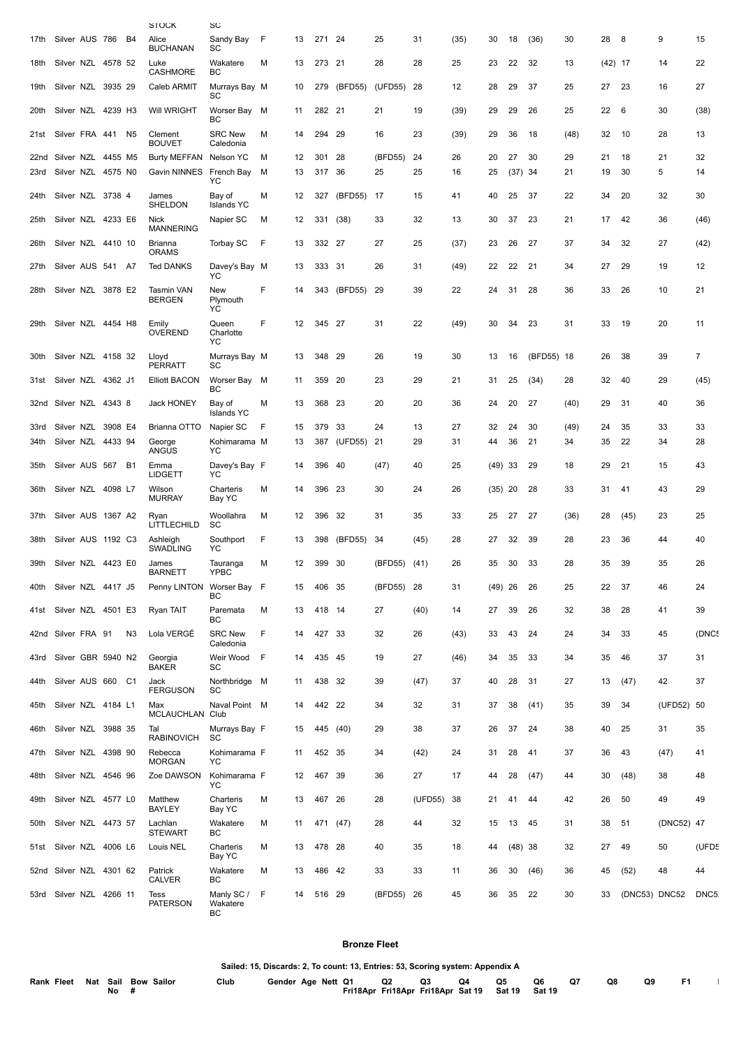| Rank | Fleet | Nat | Sail No | Bow # | Sailor | Club | Gender | Age | Nett | Q1 | Q2 | Q3 | Q4 | Q5 | Q6 | Q7 | Q8 | Q9 | F1 | |
|---|---|---|---|---|---|---|---|---|---|---|---|---|---|---|---|---|---|---|---|---|
| 17th | Silver | AUS | 786 | B4 | Alice BUCHANAN | Sandy Bay SC | F | 13 | 271 | 24 | 25 | 31 | (35) | 30 | 18 | (36) | 30 | 28 | 8 | 9 | 15 |
| 18th | Silver | NZL | 4578 | 52 | Luke CASHMORE | Wakatere BC | M | 13 | 273 | 21 | 28 | 28 | 25 | 23 | 22 | 32 | 13 | (42) | 17 | 14 | 22 |
| 19th | Silver | NZL | 3935 | 29 | Caleb ARMIT | Murrays Bay SC | M | 10 | 279 | (BFD55) | (UFD55) | 28 | 12 | 28 | 29 | 37 | 25 | 27 | 23 | 16 | 27 |
| 20th | Silver | NZL | 4239 | H3 | Will WRIGHT | Worser Bay BC | M | 11 | 282 | 21 | 21 | 19 | (39) | 29 | 29 | 26 | 25 | 22 | 6 | 30 | (38) |
| 21st | Silver | FRA | 441 | N5 | Clement BOUVET | SRC New Caledonia | M | 14 | 294 | 29 | 16 | 23 | (39) | 29 | 36 | 18 | (48) | 32 | 10 | 28 | 13 |
| 22nd | Silver | NZL | 4455 | M5 | Burty MEFFAN | Nelson YC | M | 12 | 301 | 28 | (BFD55) | 24 | 26 | 20 | 27 | 30 | 29 | 21 | 18 | 21 | 32 |
| 23rd | Silver | NZL | 4575 | N0 | Gavin NINNES | French Bay YC | M | 13 | 317 | 36 | 25 | 25 | 16 | 25 | (37) | 34 | 21 | 19 | 30 | 5 | 14 |
| 24th | Silver | NZL | 3738 | 4 | James SHELDON | Bay of Islands YC | M | 12 | 327 | (BFD55) | 17 | 15 | 41 | 40 | 25 | 37 | 22 | 34 | 20 | 32 | 30 |
| 25th | Silver | NZL | 4233 | E6 | Nick MANNERING | Napier SC | M | 12 | 331 | (38) | 33 | 32 | 13 | 30 | 37 | 23 | 21 | 17 | 42 | 36 | (46) |
| 26th | Silver | NZL | 4410 | 10 | Brianna ORAMS | Torbay SC | F | 13 | 332 | 27 | 27 | 25 | (37) | 23 | 26 | 27 | 37 | 34 | 32 | 27 | (42) |
| 27th | Silver | AUS | 541 | A7 | Ted DANKS | Davey's Bay YC | M | 13 | 333 | 31 | 26 | 31 | (49) | 22 | 22 | 21 | 34 | 27 | 29 | 19 | 12 |
| 28th | Silver | NZL | 3878 | E2 | Tasmin VAN BERGEN | New Plymouth YC | F | 14 | 343 | (BFD55) | 29 | 39 | 22 | 24 | 31 | 28 | 36 | 33 | 26 | 10 | 21 |
| 29th | Silver | NZL | 4454 | H8 | Emily OVEREND | Queen Charlotte YC | F | 12 | 345 | 27 | 31 | 22 | (49) | 30 | 34 | 23 | 31 | 33 | 19 | 20 | 11 |
| 30th | Silver | NZL | 4158 | 32 | Lloyd PERRATT | Murrays Bay SC | M | 13 | 348 | 29 | 26 | 19 | 30 | 13 | 16 | (BFD55) | 18 | 26 | 38 | 39 | 7 |
| 31st | Silver | NZL | 4362 | J1 | Elliott BACON | Worser Bay BC | M | 11 | 359 | 20 | 23 | 29 | 21 | 31 | 25 | (34) | 28 | 32 | 40 | 29 | (45) |
| 32nd | Silver | NZL | 4343 | 8 | Jack HONEY | Bay of Islands YC | M | 13 | 368 | 23 | 20 | 20 | 36 | 24 | 20 | 27 | (40) | 29 | 31 | 40 | 36 |
| 33rd | Silver | NZL | 3908 | E4 | Brianna OTTO | Napier SC | F | 15 | 379 | 33 | 24 | 13 | 27 | 32 | 24 | 30 | (49) | 24 | 35 | 33 | 33 |
| 34th | Silver | NZL | 4433 | 94 | George ANGUS | Kohimarama YC | M | 13 | 387 | (UFD55) | 21 | 29 | 31 | 44 | 36 | 21 | 34 | 35 | 22 | 34 | 28 |
| 35th | Silver | AUS | 567 | B1 | Emma LIDGETT | Davey's Bay YC | F | 14 | 396 | 40 | (47) | 40 | 25 | (49) | 33 | 29 | 18 | 29 | 21 | 15 | 43 |
| 36th | Silver | NZL | 4098 | L7 | Wilson MURRAY | Charteris Bay YC | M | 14 | 396 | 23 | 30 | 24 | 26 | (35) | 20 | 28 | 33 | 31 | 41 | 43 | 29 |
| 37th | Silver | AUS | 1367 | A2 | Ryan LITTLECHILD | Woollahra SC | M | 12 | 396 | 32 | 31 | 35 | 33 | 25 | 27 | 27 | (36) | 28 | (45) | 23 | 25 |
| 38th | Silver | AUS | 1192 | C3 | Ashleigh SWADLING | Southport YC | F | 13 | 398 | (BFD55) | 34 | (45) | 28 | 27 | 32 | 39 | 28 | 23 | 36 | 44 | 40 |
| 39th | Silver | NZL | 4423 | E0 | James BARNETT | Tauranga YPBC | M | 12 | 399 | 30 | (BFD55) | (41) | 26 | 35 | 30 | 33 | 28 | 35 | 39 | 35 | 26 |
| 40th | Silver | NZL | 4417 | J5 | Penny LINTON | Worser Bay BC | F | 15 | 406 | 35 | (BFD55) | 28 | 31 | (49) | 26 | 26 | 25 | 22 | 37 | 46 | 24 |
| 41st | Silver | NZL | 4501 | E3 | Ryan TAIT | Paremata BC | M | 13 | 418 | 14 | 27 | (40) | 14 | 27 | 39 | 26 | 32 | 38 | 28 | 41 | 39 |
| 42nd | Silver | FRA | 91 | N3 | Lola VERGÉ | SRC New Caledonia | F | 14 | 427 | 33 | 32 | 26 | (43) | 33 | 43 | 24 | 24 | 34 | 33 | 45 | (DNC5 |
| 43rd | Silver | GBR | 5940 | N2 | Georgia BAKER | Weir Wood SC | F | 14 | 435 | 45 | 19 | 27 | (46) | 34 | 35 | 33 | 34 | 35 | 46 | 37 | 31 |
| 44th | Silver | AUS | 660 | C1 | Jack FERGUSON | Northbridge SC | M | 11 | 438 | 32 | 39 | (47) | 37 | 40 | 28 | 31 | 27 | 13 | (47) | 42 | 37 |
| 45th | Silver | NZL | 4184 | L1 | Max MCLAUCHLAN | Naval Point Club | M | 14 | 442 | 22 | 34 | 32 | 31 | 37 | 38 | (41) | 35 | 39 | 34 | (UFD52) | 50 |
| 46th | Silver | NZL | 3988 | 35 | Tal RABINOVICH | Murrays Bay SC | F | 15 | 445 | (40) | 29 | 38 | 37 | 26 | 37 | 24 | 38 | 40 | 25 | 31 | 35 |
| 47th | Silver | NZL | 4398 | 90 | Rebecca MORGAN | Kohimarama YC | F | 11 | 452 | 35 | 34 | (42) | 24 | 31 | 28 | 41 | 37 | 36 | 43 | (47) | 41 |
| 48th | Silver | NZL | 4546 | 96 | Zoe DAWSON | Kohimarama YC | F | 12 | 467 | 39 | 36 | 27 | 17 | 44 | 28 | (47) | 44 | 30 | (48) | 38 | 48 |
| 49th | Silver | NZL | 4577 | L0 | Matthew BAYLEY | Charteris Bay YC | M | 13 | 467 | 26 | 28 | (UFD55) | 38 | 21 | 41 | 44 | 42 | 26 | 50 | 49 | 49 |
| 50th | Silver | NZL | 4473 | 57 | Lachlan STEWART | Wakatere BC | M | 11 | 471 | (47) | 28 | 44 | 32 | 15 | 13 | 45 | 31 | 38 | 51 | (DNC52) | 47 |
| 51st | Silver | NZL | 4006 | L6 | Louis NEL | Charteris Bay YC | M | 13 | 478 | 28 | 40 | 35 | 18 | 44 | (48) | 38 | 32 | 27 | 49 | 50 | (UFD5 |
| 52nd | Silver | NZL | 4301 | 62 | Patrick CALVER | Wakatere BC | M | 13 | 486 | 42 | 33 | 33 | 11 | 36 | 30 | (46) | 36 | 45 | (52) | 48 | 44 |
| 53rd | Silver | NZL | 4266 | 11 | Tess PATERSON | Manly SC / Wakatere BC | F | 14 | 516 | 29 | (BFD55) | 26 | 45 | 36 | 35 | 22 | 30 | 33 | (DNC53) | DNC52 | DNC5 |

## Bronze Fleet

**Sailed: 15, Discards: 2, To count: 13, Entries: 53, Scoring system: Appendix A**

| Rank | Fleet | Nat | Sail No | Bow # | Sailor | Club | Gender | Age | Nett | Q1 Fri18Apr | Q2 Fri18Apr | Q3 Fri18Apr | Q4 Sat 19 | Q5 Sat 19 | Q6 Sat 19 | Q7 | Q8 | Q9 | F1 |
|---|---|---|---|---|---|---|---|---|---|---|---|---|---|---|---|---|---|---|---|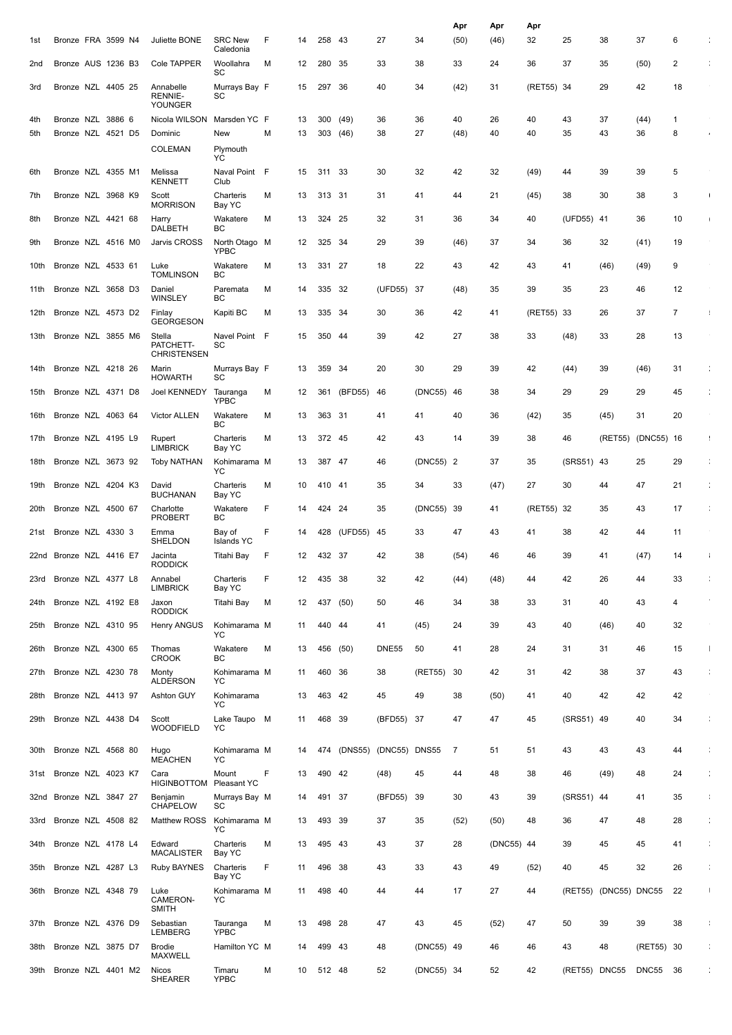| | | | | | | | | | | | | | Apr | Apr | Apr | | | | | |
|---|---|---|---|---|---|---|---|---|---|---|---|---|---|---|---|---|---|---|---|---|
| 1st | Bronze | FRA | 3599 | N4 | Juliette BONE | SRC New Caledonia | F | 14 | 258 | 43 | 27 | 34 | (50) | (46) | 32 | 25 | 38 | 37 | 6 | |
| 2nd | Bronze | AUS | 1236 | B3 | Cole TAPPER | Woollahra SC | M | 12 | 280 | 35 | 33 | 38 | 33 | 24 | 36 | 37 | 35 | (50) | 2 | |
| 3rd | Bronze | NZL | 4405 | 25 | Annabelle RENNIE-YOUNGER | Murrays Bay SC | F | 15 | 297 | 36 | 40 | 34 | (42) | 31 | (RET55) | 34 | 29 | 42 | 18 | |
| 4th | Bronze | NZL | 3886 | 6 | Nicola WILSON | Marsden YC | F | 13 | 300 | (49) | 36 | 36 | 40 | 26 | 40 | 43 | 37 | (44) | 1 | |
| 5th | Bronze | NZL | 4521 | D5 | Dominic COLEMAN | New Plymouth YC | M | 13 | 303 | (46) | 38 | 27 | (48) | 40 | 40 | 35 | 43 | 36 | 8 | |
| 6th | Bronze | NZL | 4355 | M1 | Melissa KENNETT | Naval Point Club | F | 15 | 311 | 33 | 30 | 32 | 42 | 32 | (49) | 44 | 39 | 39 | 5 | |
| 7th | Bronze | NZL | 3968 | K9 | Scott MORRISON | Charteris Bay YC | M | 13 | 313 | 31 | 31 | 41 | 44 | 21 | (45) | 38 | 30 | 38 | 3 | |
| 8th | Bronze | NZL | 4421 | 68 | Harry DALBETH | Wakatere BC | M | 13 | 324 | 25 | 32 | 31 | 36 | 34 | 40 | (UFD55) | 41 | 36 | 10 | |
| 9th | Bronze | NZL | 4516 | M0 | Jarvis CROSS | North Otago YPBC | M | 12 | 325 | 34 | 29 | 39 | (46) | 37 | 34 | 36 | 32 | (41) | 19 | |
| 10th | Bronze | NZL | 4533 | 61 | Luke TOMLINSON | Wakatere BC | M | 13 | 331 | 27 | 18 | 22 | 43 | 42 | 43 | 41 | (46) | (49) | 9 | |
| 11th | Bronze | NZL | 3658 | D3 | Daniel WINSLEY | Paremata BC | M | 14 | 335 | 32 | (UFD55) | 37 | (48) | 35 | 39 | 35 | 23 | 46 | 12 | |
| 12th | Bronze | NZL | 4573 | D2 | Finlay GEORGESON | Kapiti BC | M | 13 | 335 | 34 | 30 | 36 | 42 | 41 | (RET55) | 33 | 26 | 37 | 7 | |
| 13th | Bronze | NZL | 3855 | M6 | Stella PATCHETT-CHRISTENSEN | Navel Point SC | F | 15 | 350 | 44 | 39 | 42 | 27 | 38 | 33 | (48) | 33 | 28 | 13 | |
| 14th | Bronze | NZL | 4218 | 26 | Marin HOWARTH | Murrays Bay SC | F | 13 | 359 | 34 | 20 | 30 | 29 | 39 | 42 | (44) | 39 | (46) | 31 | |
| 15th | Bronze | NZL | 4371 | D8 | Joel KENNEDY | Tauranga YPBC | M | 12 | 361 | (BFD55) | 46 | (DNC55) | 46 | 38 | 34 | 29 | 29 | 29 | 45 | |
| 16th | Bronze | NZL | 4063 | 64 | Victor ALLEN | Wakatere BC | M | 13 | 363 | 31 | 41 | 41 | 40 | 36 | (42) | 35 | (45) | 31 | 20 | |
| 17th | Bronze | NZL | 4195 | L9 | Rupert LIMBRICK | Charteris Bay YC | M | 13 | 372 | 45 | 42 | 43 | 14 | 39 | 38 | 46 | (RET55) | (DNC55) | 16 | |
| 18th | Bronze | NZL | 3673 | 92 | Toby NATHAN | Kohimarama YC | M | 13 | 387 | 47 | 46 | (DNC55) | 2 | 37 | 35 | (SRS51) | 43 | 25 | 29 | |
| 19th | Bronze | NZL | 4204 | K3 | David BUCHANAN | Charteris Bay YC | M | 10 | 410 | 41 | 35 | 34 | 33 | (47) | 27 | 30 | 44 | 47 | 21 | |
| 20th | Bronze | NZL | 4500 | 67 | Charlotte PROBERT | Wakatere BC | F | 14 | 424 | 24 | 35 | (DNC55) | 39 | 41 | (RET55) | 32 | 35 | 43 | 17 | |
| 21st | Bronze | NZL | 4330 | 3 | Emma SHELDON | Bay of Islands YC | F | 14 | 428 | (UFD55) | 45 | 33 | 47 | 43 | 41 | 38 | 42 | 44 | 11 | |
| 22nd | Bronze | NZL | 4416 | E7 | Jacinta RODDICK | Titahi Bay | F | 12 | 432 | 37 | 42 | 38 | (54) | 46 | 46 | 39 | 41 | (47) | 14 | |
| 23rd | Bronze | NZL | 4377 | L8 | Annabel LIMBRICK | Charteris Bay YC | F | 12 | 435 | 38 | 32 | 42 | (44) | (48) | 44 | 42 | 26 | 44 | 33 | |
| 24th | Bronze | NZL | 4192 | E8 | Jaxon RODDICK | Titahi Bay | M | 12 | 437 | (50) | 50 | 46 | 34 | 38 | 33 | 31 | 40 | 43 | 4 | |
| 25th | Bronze | NZL | 4310 | 95 | Henry ANGUS | Kohimarama YC | M | 11 | 440 | 44 | 41 | (45) | 24 | 39 | 43 | 40 | (46) | 40 | 32 | |
| 26th | Bronze | NZL | 4300 | 65 | Thomas CROOK | Wakatere BC | M | 13 | 456 | (50) | DNE55 | 50 | 41 | 28 | 24 | 31 | 31 | 46 | 15 | |
| 27th | Bronze | NZL | 4230 | 78 | Monty ALDERSON | Kohimarama YC | M | 11 | 460 | 36 | 38 | (RET55) | 30 | 42 | 31 | 42 | 38 | 37 | 43 | |
| 28th | Bronze | NZL | 4413 | 97 | Ashton GUY | Kohimarama YC | | 13 | 463 | 42 | 45 | 49 | 38 | (50) | 41 | 40 | 42 | 42 | 42 | |
| 29th | Bronze | NZL | 4438 | D4 | Scott WOODFIELD | Lake Taupo YC | M | 11 | 468 | 39 | (BFD55) | 37 | 47 | 47 | 45 | (SRS51) | 49 | 40 | 34 | |
| 30th | Bronze | NZL | 4568 | 80 | Hugo MEACHEN | Kohimarama YC | M | 14 | 474 | (DNS55) | (DNC55) | DNS55 | 7 | 51 | 51 | 43 | 43 | 43 | 44 | |
| 31st | Bronze | NZL | 4023 | K7 | Cara HIGINBOTTOM | Mount Pleasant YC | F | 13 | 490 | 42 | (48) | 45 | 44 | 48 | 38 | 46 | (49) | 48 | 24 | |
| 32nd | Bronze | NZL | 3847 | 27 | Benjamin CHAPELOW | Murrays Bay SC | M | 14 | 491 | 37 | (BFD55) | 39 | 30 | 43 | 39 | (SRS51) | 44 | 41 | 35 | |
| 33rd | Bronze | NZL | 4508 | 82 | Matthew ROSS | Kohimarama YC | M | 13 | 493 | 39 | 37 | 35 | (52) | (50) | 48 | 36 | 47 | 48 | 28 | |
| 34th | Bronze | NZL | 4178 | L4 | Edward MACALISTER | Charteris Bay YC | M | 13 | 495 | 43 | 43 | 37 | 28 | (DNC55) | 44 | 39 | 45 | 45 | 41 | |
| 35th | Bronze | NZL | 4287 | L3 | Ruby BAYNES | Charteris Bay YC | F | 11 | 496 | 38 | 43 | 33 | 43 | 49 | (52) | 40 | 45 | 32 | 26 | |
| 36th | Bronze | NZL | 4348 | 79 | Luke CAMERON-SMITH | Kohimarama YC | M | 11 | 498 | 40 | 44 | 44 | 17 | 27 | 44 | (RET55) | (DNC55) | DNC55 | 22 | |
| 37th | Bronze | NZL | 4376 | D9 | Sebastian LEMBERG | Tauranga YPBC | M | 13 | 498 | 28 | 47 | 43 | 45 | (52) | 47 | 50 | 39 | 39 | 38 | |
| 38th | Bronze | NZL | 3875 | D7 | Brodie MAXWELL | Hamilton YC | M | 14 | 499 | 43 | 48 | (DNC55) | 49 | 46 | 46 | 43 | 48 | (RET55) | 30 | |
| 39th | Bronze | NZL | 4401 | M2 | Nicos SHEARER | Timaru YPBC | M | 10 | 512 | 48 | 52 | (DNC55) | 34 | 52 | 42 | (RET55) | DNC55 | DNC55 | 36 | |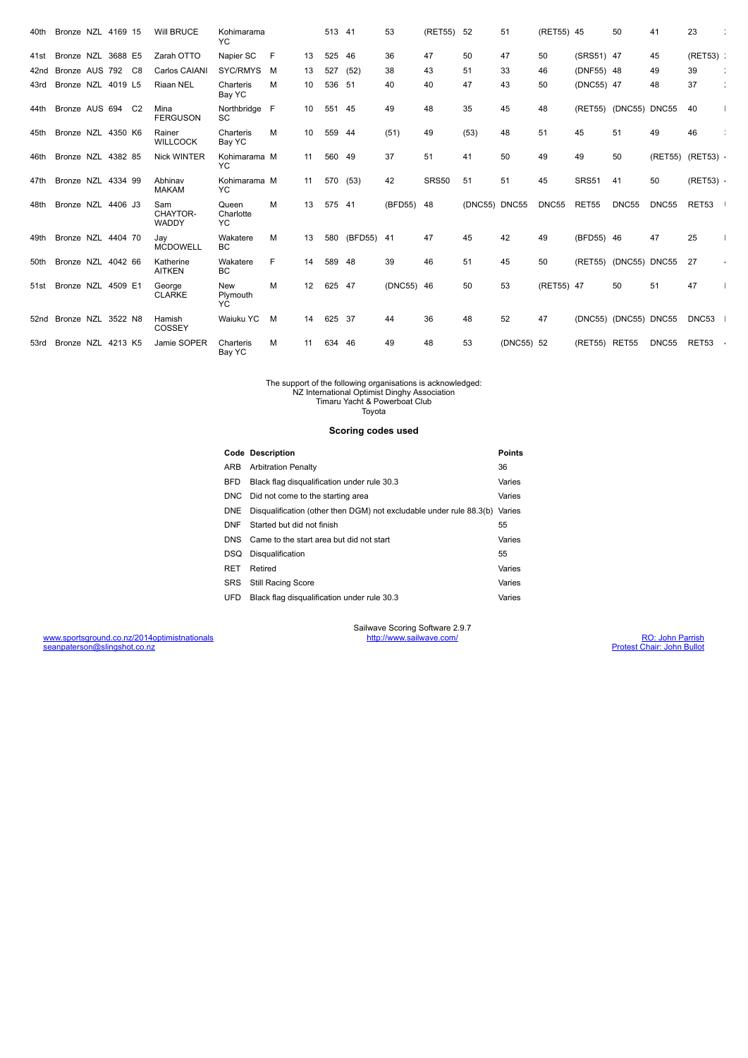| | | | | | | | | | | | | | | | | | | | | | | |
|---|---|---|---|---|---|---|---|---|---|---|---|---|---|---|---|---|---|---|---|---|---|---|
| 40th | Bronze | NZL | 4169 | 15 | Will BRUCE | Kohimarama YC | | | 513 | 41 | 53 | (RET55) | 52 | 51 | (RET55) | 45 | 50 | 41 | 23 | | | |
| 41st | Bronze | NZL | 3688 | E5 | Zarah OTTO | Napier SC | F | 13 | 525 | 46 | 36 | 47 | 50 | 47 | 50 | (SRS51) | 47 | 45 | (RET53) | | | |
| 42nd | Bronze | AUS | 792 | C8 | Carlos CAIANI | SYC/RMYS | M | 13 | 527 | (52) | 38 | 43 | 51 | 33 | 46 | (DNF55) | 48 | 49 | 39 | | | |
| 43rd | Bronze | NZL | 4019 | L5 | Riaan NEL | Charteris Bay YC | M | 10 | 536 | 51 | 40 | 40 | 47 | 43 | 50 | (DNC55) | 47 | 48 | 37 | | | |
| 44th | Bronze | AUS | 694 | C2 | Mina FERGUSON | Northbridge SC | F | 10 | 551 | 45 | 49 | 48 | 35 | 45 | 48 | (RET55) | (DNC55) | DNC55 | 40 | | | |
| 45th | Bronze | NZL | 4350 | K6 | Rainer WILLCOCK | Charteris Bay YC | M | 10 | 559 | 44 | (51) | 49 | (53) | 48 | 51 | 45 | 51 | 49 | 46 | | | |
| 46th | Bronze | NZL | 4382 | 85 | Nick WINTER | Kohimarama YC | M | 11 | 560 | 49 | 37 | 51 | 41 | 50 | 49 | 49 | 50 | (RET55) | (RET53) | | | |
| 47th | Bronze | NZL | 4334 | 99 | Abhinav MAKAM | Kohimarama YC | M | 11 | 570 | (53) | 42 | SRS50 | 51 | 51 | 45 | SRS51 | 41 | 50 | (RET53) | | | |
| 48th | Bronze | NZL | 4406 | J3 | Sam CHAYTOR-WADDY | Queen Charlotte YC | M | 13 | 575 | 41 | (BFD55) | 48 | (DNC55) | DNC55 | DNC55 | RET55 | DNC55 | DNC55 | RET53 | | | |
| 49th | Bronze | NZL | 4404 | 70 | Jay MCDOWELL | Wakatere BC | M | 13 | 580 | (BFD55) | 41 | 47 | 45 | 42 | 49 | (BFD55) | 46 | 47 | 25 | | | |
| 50th | Bronze | NZL | 4042 | 66 | Katherine AITKEN | Wakatere BC | F | 14 | 589 | 48 | 39 | 46 | 51 | 45 | 50 | (RET55) | (DNC55) | DNC55 | 27 | | | |
| 51st | Bronze | NZL | 4509 | E1 | George CLARKE | New Plymouth YC | M | 12 | 625 | 47 | (DNC55) | 46 | 50 | 53 | (RET55) | 47 | 50 | 51 | 47 | | | |
| 52nd | Bronze | NZL | 3522 | N8 | Hamish COSSEY | Waiuku YC | M | 14 | 625 | 37 | 44 | 36 | 48 | 52 | 47 | (DNC55) | (DNC55) | DNC55 | DNC53 | | | |
| 53rd | Bronze | NZL | 4213 | K5 | Jamie SOPER | Charteris Bay YC | M | 11 | 634 | 46 | 49 | 48 | 53 | (DNC55) | 52 | (RET55) | RET55 | DNC55 | RET53 | | | |

The support of the following organisations is acknowledged:
NZ International Optimist Dinghy Association
Timaru Yacht & Powerboat Club
Toyota

### Scoring codes used

| Code | Description | Points |
|---|---|---|
| ARB | Arbitration Penalty | 36 |
| BFD | Black flag disqualification under rule 30.3 | Varies |
| DNC | Did not come to the starting area | Varies |
| DNE | Disqualification (other then DGM) not excludable under rule 88.3(b) | Varies |
| DNF | Started but did not finish | 55 |
| DNS | Came to the start area but did not start | Varies |
| DSQ | Disqualification | 55 |
| RET | Retired | Varies |
| SRS | Still Racing Score | Varies |
| UFD | Black flag disqualification under rule 30.3 | Varies |

www.sportsground.co.nz/2014optimistnationals
seanpaterson@slingshot.co.nz

Sailwave Scoring Software 2.9.7
http://www.sailwave.com/

RO: John Parrish
Protest Chair: John Bullot